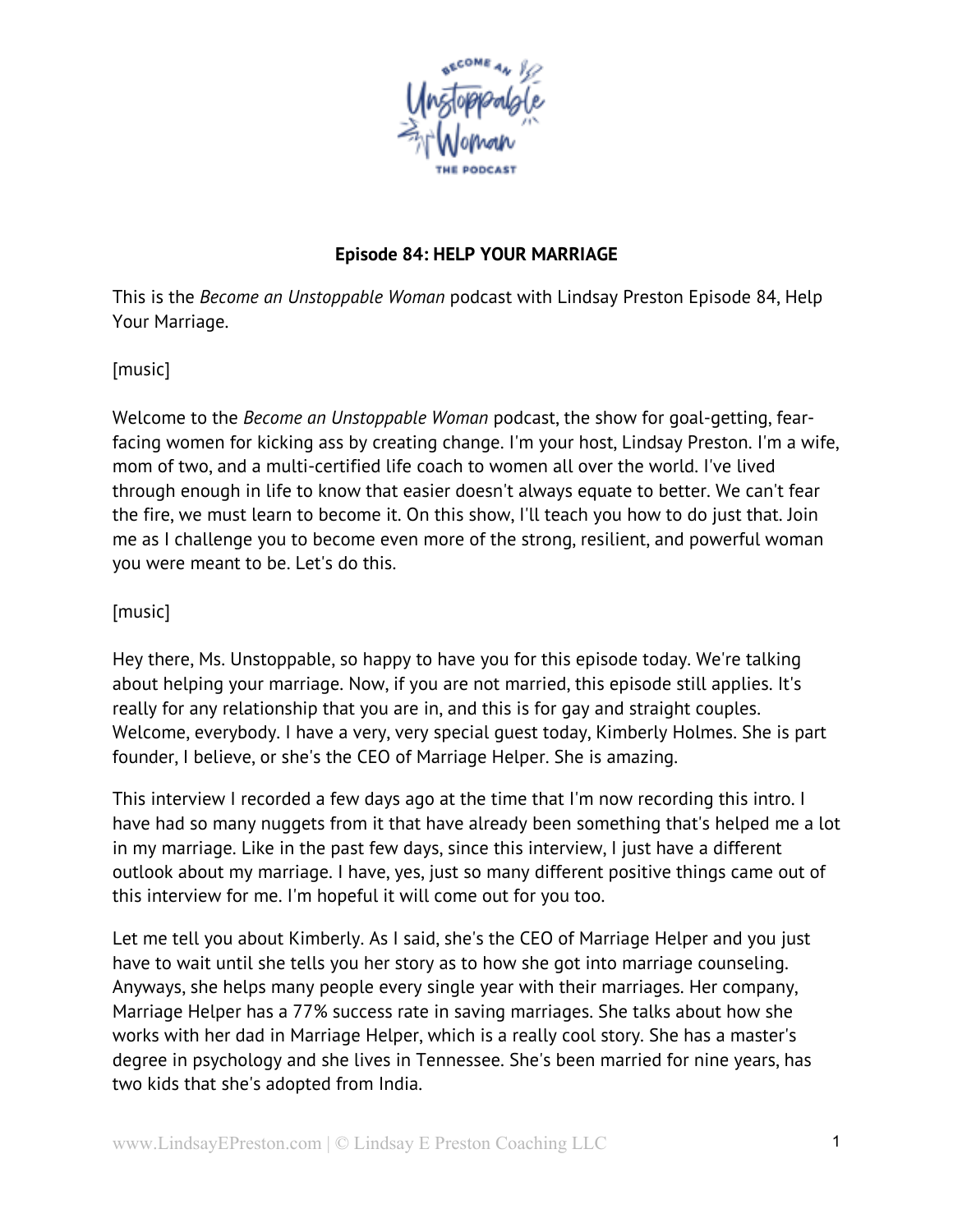# Episode 84: HELP YOUR MARRIAGE

This is the *Become an Unstoppable Woman* podcast with Lindsay Preston Episode 84, Help Your Marriage.

[music]

Welcome to the *Become an Unstoppable Woman* podcast, the show for goal-getting, fear-facing women for kicking ass by creating change. I'm your host, Lindsay Preston. I'm a wife, mom of two, and a multi-certified life coach to women all over the world. I've lived through enough in life to know that easier doesn't always equate to better. We can't fear the fire, we must learn to become it. On this show, I'll teach you how to do just that. Join me as I challenge you to become even more of the strong, resilient, and powerful woman you were meant to be. Let's do this.

[music]

Hey there, Ms. Unstoppable, so happy to have you for this episode today. We're talking about helping your marriage. Now, if you are not married, this episode still applies. It's really for any relationship that you are in, and this is for gay and straight couples. Welcome, everybody. I have a very, very special guest today, Kimberly Holmes. She is part founder, I believe, or she's the CEO of Marriage Helper. She is amazing.

This interview I recorded a few days ago at the time that I'm now recording this intro. I have had so many nuggets from it that have already been something that's helped me a lot in my marriage. Like in the past few days, since this interview, I just have a different outlook about my marriage. I have, yes, just so many different positive things came out of this interview for me. I'm hopeful it will come out for you too.

Let me tell you about Kimberly. As I said, she's the CEO of Marriage Helper and you just have to wait until she tells you her story as to how she got into marriage counseling. Anyways, she helps many people every single year with their marriages. Her company, Marriage Helper has a 77% success rate in saving marriages. She talks about how she works with her dad in Marriage Helper, which is a really cool story. She has a master's degree in psychology and she lives in Tennessee. She's been married for nine years, has two kids that she's adopted from India.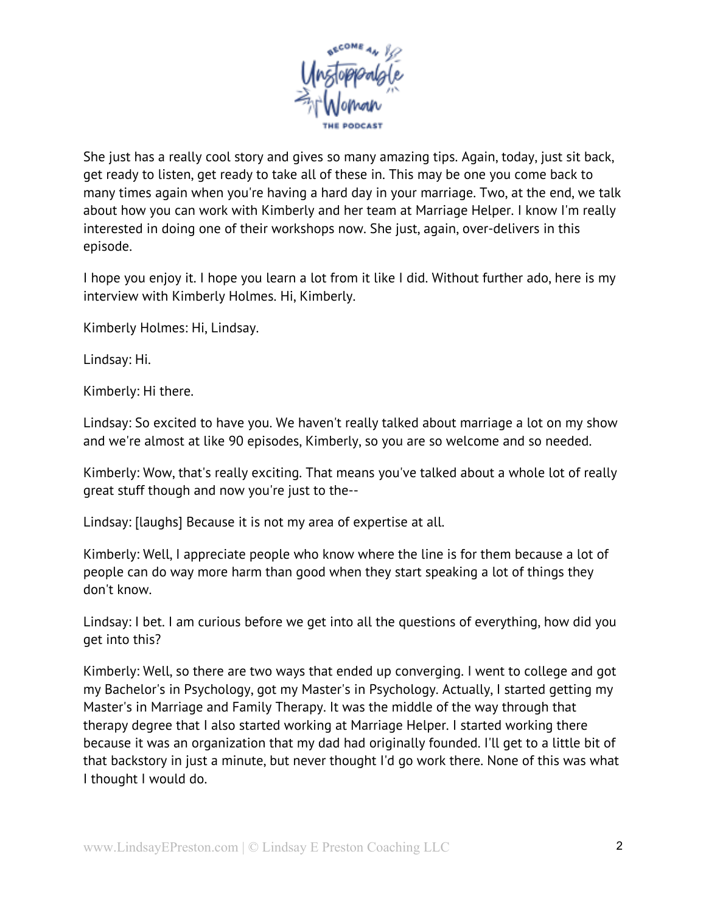She just has a really cool story and gives so many amazing tips. Again, today, just sit back, get ready to listen, get ready to take all of these in. This may be one you come back to many times again when you're having a hard day in your marriage. Two, at the end, we talk about how you can work with Kimberly and her team at Marriage Helper. I know I'm really interested in doing one of their workshops now. She just, again, over-delivers in this episode.

I hope you enjoy it. I hope you learn a lot from it like I did. Without further ado, here is my interview with Kimberly Holmes. Hi, Kimberly.

Kimberly Holmes: Hi, Lindsay.

Lindsay: Hi.

Kimberly: Hi there.

Lindsay: So excited to have you. We haven't really talked about marriage a lot on my show and we're almost at like 90 episodes, Kimberly, so you are so welcome and so needed.

Kimberly: Wow, that's really exciting. That means you've talked about a whole lot of really great stuff though and now you're just to the--

Lindsay: [laughs] Because it is not my area of expertise at all.

Kimberly: Well, I appreciate people who know where the line is for them because a lot of people can do way more harm than good when they start speaking a lot of things they don't know.

Lindsay: I bet. I am curious before we get into all the questions of everything, how did you get into this?

Kimberly: Well, so there are two ways that ended up converging. I went to college and got my Bachelor's in Psychology, got my Master's in Psychology. Actually, I started getting my Master's in Marriage and Family Therapy. It was the middle of the way through that therapy degree that I also started working at Marriage Helper. I started working there because it was an organization that my dad had originally founded. I'll get to a little bit of that backstory in just a minute, but never thought I'd go work there. None of this was what I thought I would do.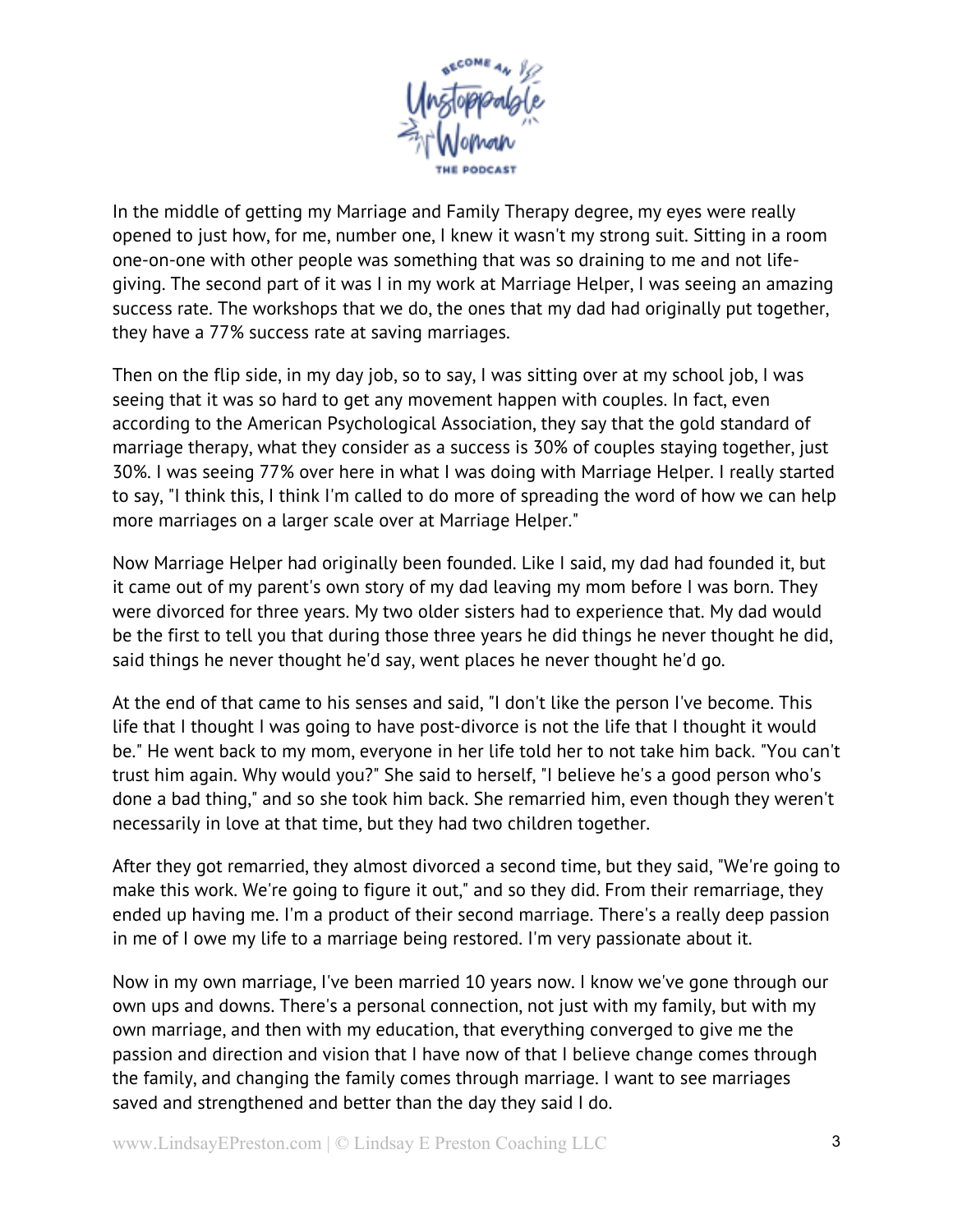In the middle of getting my Marriage and Family Therapy degree, my eyes were really opened to just how, for me, number one, I knew it wasn't my strong suit. Sitting in a room one-on-one with other people was something that was so draining to me and not life-giving. The second part of it was I in my work at Marriage Helper, I was seeing an amazing success rate. The workshops that we do, the ones that my dad had originally put together, they have a 77% success rate at saving marriages.

Then on the flip side, in my day job, so to say, I was sitting over at my school job, I was seeing that it was so hard to get any movement happen with couples. In fact, even according to the American Psychological Association, they say that the gold standard of marriage therapy, what they consider as a success is 30% of couples staying together, just 30%. I was seeing 77% over here in what I was doing with Marriage Helper. I really started to say, "I think this, I think I'm called to do more of spreading the word of how we can help more marriages on a larger scale over at Marriage Helper."

Now Marriage Helper had originally been founded. Like I said, my dad had founded it, but it came out of my parent's own story of my dad leaving my mom before I was born. They were divorced for three years. My two older sisters had to experience that. My dad would be the first to tell you that during those three years he did things he never thought he did, said things he never thought he'd say, went places he never thought he'd go.

At the end of that came to his senses and said, "I don't like the person I've become. This life that I thought I was going to have post-divorce is not the life that I thought it would be." He went back to my mom, everyone in her life told her to not take him back. "You can't trust him again. Why would you?" She said to herself, "I believe he's a good person who's done a bad thing," and so she took him back. She remarried him, even though they weren't necessarily in love at that time, but they had two children together.

After they got remarried, they almost divorced a second time, but they said, "We're going to make this work. We're going to figure it out," and so they did. From their remarriage, they ended up having me. I'm a product of their second marriage. There's a really deep passion in me of I owe my life to a marriage being restored. I'm very passionate about it.

Now in my own marriage, I've been married 10 years now. I know we've gone through our own ups and downs. There's a personal connection, not just with my family, but with my own marriage, and then with my education, that everything converged to give me the passion and direction and vision that I have now of that I believe change comes through the family, and changing the family comes through marriage. I want to see marriages saved and strengthened and better than the day they said I do.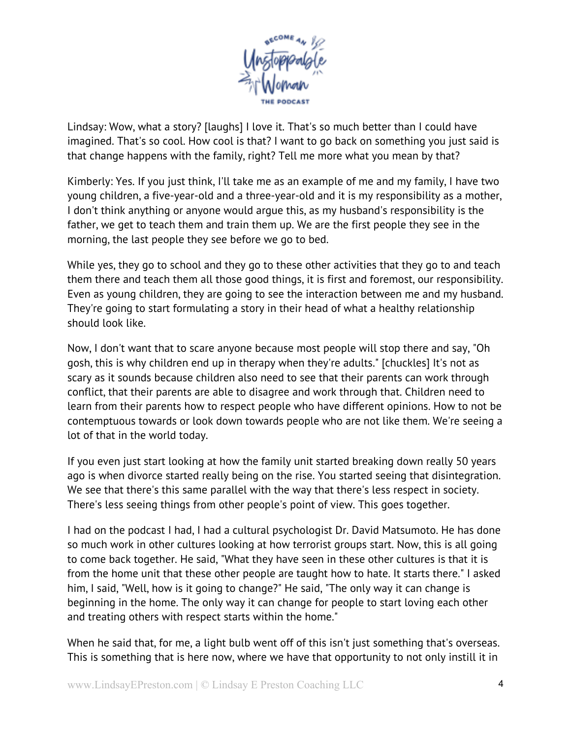Lindsay: Wow, what a story? [laughs] I love it. That's so much better than I could have imagined. That's so cool. How cool is that? I want to go back on something you just said is that change happens with the family, right? Tell me more what you mean by that?

Kimberly: Yes. If you just think, I'll take me as an example of me and my family, I have two young children, a five-year-old and a three-year-old and it is my responsibility as a mother, I don't think anything or anyone would argue this, as my husband's responsibility is the father, we get to teach them and train them up. We are the first people they see in the morning, the last people they see before we go to bed.

While yes, they go to school and they go to these other activities that they go to and teach them there and teach them all those good things, it is first and foremost, our responsibility. Even as young children, they are going to see the interaction between me and my husband. They're going to start formulating a story in their head of what a healthy relationship should look like.

Now, I don't want that to scare anyone because most people will stop there and say, "Oh gosh, this is why children end up in therapy when they're adults." [chuckles] It's not as scary as it sounds because children also need to see that their parents can work through conflict, that their parents are able to disagree and work through that. Children need to learn from their parents how to respect people who have different opinions. How to not be contemptuous towards or look down towards people who are not like them. We're seeing a lot of that in the world today.

If you even just start looking at how the family unit started breaking down really 50 years ago is when divorce started really being on the rise. You started seeing that disintegration. We see that there's this same parallel with the way that there's less respect in society. There's less seeing things from other people's point of view. This goes together.

I had on the podcast I had, I had a cultural psychologist Dr. David Matsumoto. He has done so much work in other cultures looking at how terrorist groups start. Now, this is all going to come back together. He said, "What they have seen in these other cultures is that it is from the home unit that these other people are taught how to hate. It starts there." I asked him, I said, "Well, how is it going to change?" He said, "The only way it can change is beginning in the home. The only way it can change for people to start loving each other and treating others with respect starts within the home."

When he said that, for me, a light bulb went off of this isn't just something that's overseas. This is something that is here now, where we have that opportunity to not only instill it in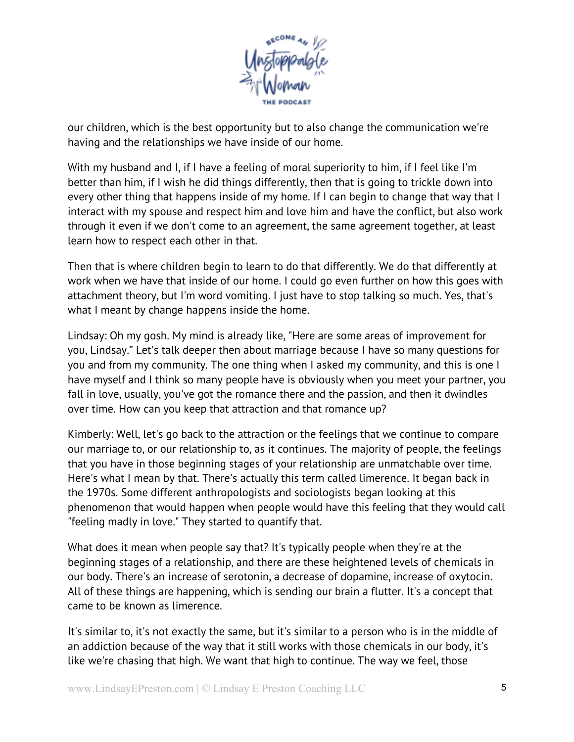our children, which is the best opportunity but to also change the communication we're having and the relationships we have inside of our home.

With my husband and I, if I have a feeling of moral superiority to him, if I feel like I'm better than him, if I wish he did things differently, then that is going to trickle down into every other thing that happens inside of my home. If I can begin to change that way that I interact with my spouse and respect him and love him and have the conflict, but also work through it even if we don't come to an agreement, the same agreement together, at least learn how to respect each other in that.

Then that is where children begin to learn to do that differently. We do that differently at work when we have that inside of our home. I could go even further on how this goes with attachment theory, but I'm word vomiting. I just have to stop talking so much. Yes, that's what I meant by change happens inside the home.

Lindsay: Oh my gosh. My mind is already like, "Here are some areas of improvement for you, Lindsay." Let's talk deeper then about marriage because I have so many questions for you and from my community. The one thing when I asked my community, and this is one I have myself and I think so many people have is obviously when you meet your partner, you fall in love, usually, you've got the romance there and the passion, and then it dwindles over time. How can you keep that attraction and that romance up?

Kimberly: Well, let's go back to the attraction or the feelings that we continue to compare our marriage to, or our relationship to, as it continues. The majority of people, the feelings that you have in those beginning stages of your relationship are unmatchable over time. Here's what I mean by that. There's actually this term called limerence. It began back in the 1970s. Some different anthropologists and sociologists began looking at this phenomenon that would happen when people would have this feeling that they would call "feeling madly in love." They started to quantify that.

What does it mean when people say that? It's typically people when they're at the beginning stages of a relationship, and there are these heightened levels of chemicals in our body. There's an increase of serotonin, a decrease of dopamine, increase of oxytocin. All of these things are happening, which is sending our brain a flutter. It's a concept that came to be known as limerence.

It's similar to, it's not exactly the same, but it's similar to a person who is in the middle of an addiction because of the way that it still works with those chemicals in our body, it's like we're chasing that high. We want that high to continue. The way we feel, those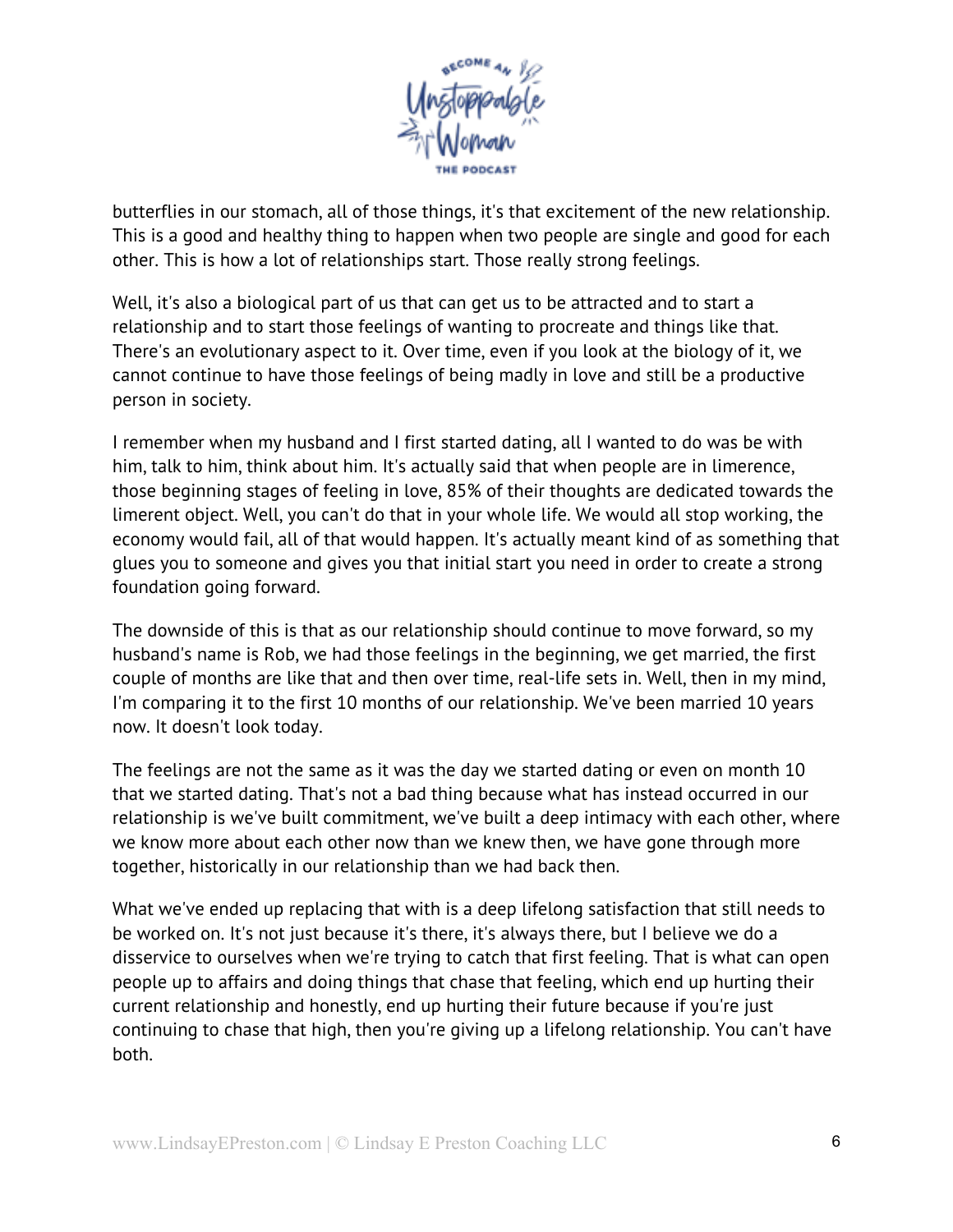butterflies in our stomach, all of those things, it's that excitement of the new relationship. This is a good and healthy thing to happen when two people are single and good for each other. This is how a lot of relationships start. Those really strong feelings.

Well, it's also a biological part of us that can get us to be attracted and to start a relationship and to start those feelings of wanting to procreate and things like that. There's an evolutionary aspect to it. Over time, even if you look at the biology of it, we cannot continue to have those feelings of being madly in love and still be a productive person in society.

I remember when my husband and I first started dating, all I wanted to do was be with him, talk to him, think about him. It's actually said that when people are in limerence, those beginning stages of feeling in love, 85% of their thoughts are dedicated towards the limerent object. Well, you can't do that in your whole life. We would all stop working, the economy would fail, all of that would happen. It's actually meant kind of as something that glues you to someone and gives you that initial start you need in order to create a strong foundation going forward.

The downside of this is that as our relationship should continue to move forward, so my husband's name is Rob, we had those feelings in the beginning, we get married, the first couple of months are like that and then over time, real-life sets in. Well, then in my mind, I'm comparing it to the first 10 months of our relationship. We've been married 10 years now. It doesn't look today.

The feelings are not the same as it was the day we started dating or even on month 10 that we started dating. That's not a bad thing because what has instead occurred in our relationship is we've built commitment, we've built a deep intimacy with each other, where we know more about each other now than we knew then, we have gone through more together, historically in our relationship than we had back then.

What we've ended up replacing that with is a deep lifelong satisfaction that still needs to be worked on. It's not just because it's there, it's always there, but I believe we do a disservice to ourselves when we're trying to catch that first feeling. That is what can open people up to affairs and doing things that chase that feeling, which end up hurting their current relationship and honestly, end up hurting their future because if you're just continuing to chase that high, then you're giving up a lifelong relationship. You can't have both.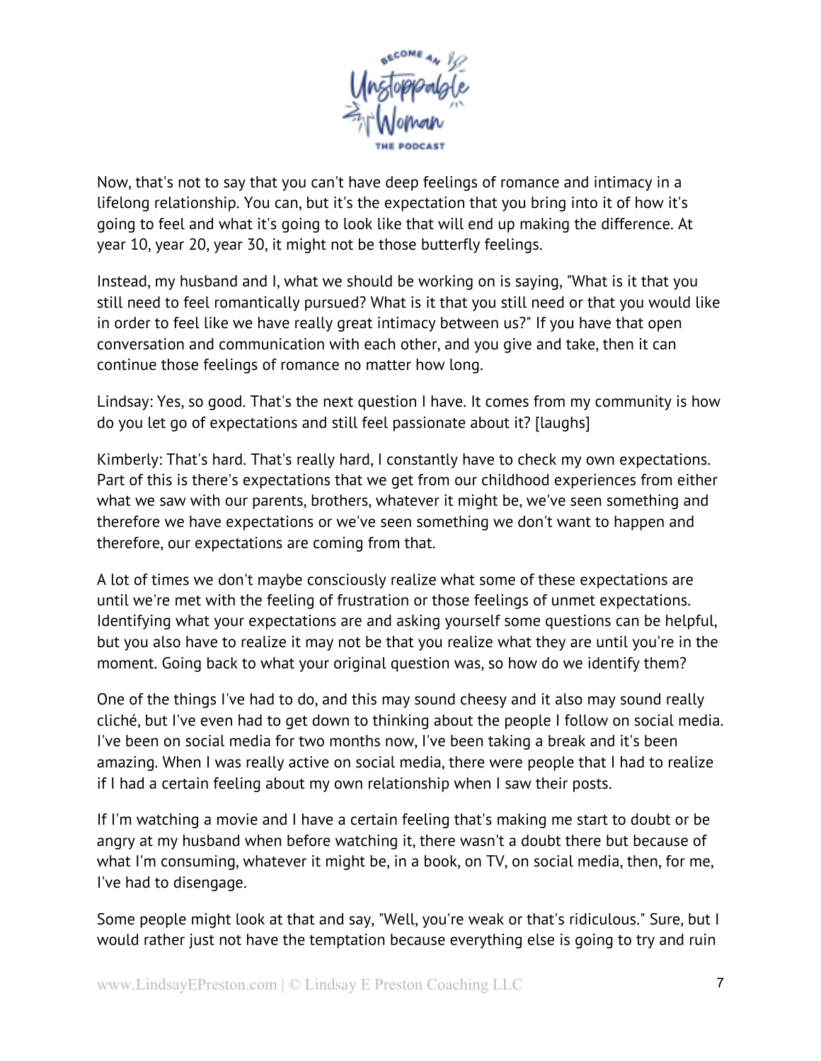Now, that's not to say that you can't have deep feelings of romance and intimacy in a lifelong relationship. You can, but it's the expectation that you bring into it of how it's going to feel and what it's going to look like that will end up making the difference. At year 10, year 20, year 30, it might not be those butterfly feelings.

Instead, my husband and I, what we should be working on is saying, "What is it that you still need to feel romantically pursued? What is it that you still need or that you would like in order to feel like we have really great intimacy between us?" If you have that open conversation and communication with each other, and you give and take, then it can continue those feelings of romance no matter how long.

Lindsay: Yes, so good. That's the next question I have. It comes from my community is how do you let go of expectations and still feel passionate about it? [laughs]

Kimberly: That's hard. That's really hard, I constantly have to check my own expectations. Part of this is there's expectations that we get from our childhood experiences from either what we saw with our parents, brothers, whatever it might be, we've seen something and therefore we have expectations or we've seen something we don't want to happen and therefore, our expectations are coming from that.

A lot of times we don't maybe consciously realize what some of these expectations are until we're met with the feeling of frustration or those feelings of unmet expectations. Identifying what your expectations are and asking yourself some questions can be helpful, but you also have to realize it may not be that you realize what they are until you're in the moment. Going back to what your original question was, so how do we identify them?

One of the things I've had to do, and this may sound cheesy and it also may sound really cliché, but I've even had to get down to thinking about the people I follow on social media. I've been on social media for two months now, I've been taking a break and it's been amazing. When I was really active on social media, there were people that I had to realize if I had a certain feeling about my own relationship when I saw their posts.

If I'm watching a movie and I have a certain feeling that's making me start to doubt or be angry at my husband when before watching it, there wasn't a doubt there but because of what I'm consuming, whatever it might be, in a book, on TV, on social media, then, for me, I've had to disengage.

Some people might look at that and say, "Well, you're weak or that's ridiculous." Sure, but I would rather just not have the temptation because everything else is going to try and ruin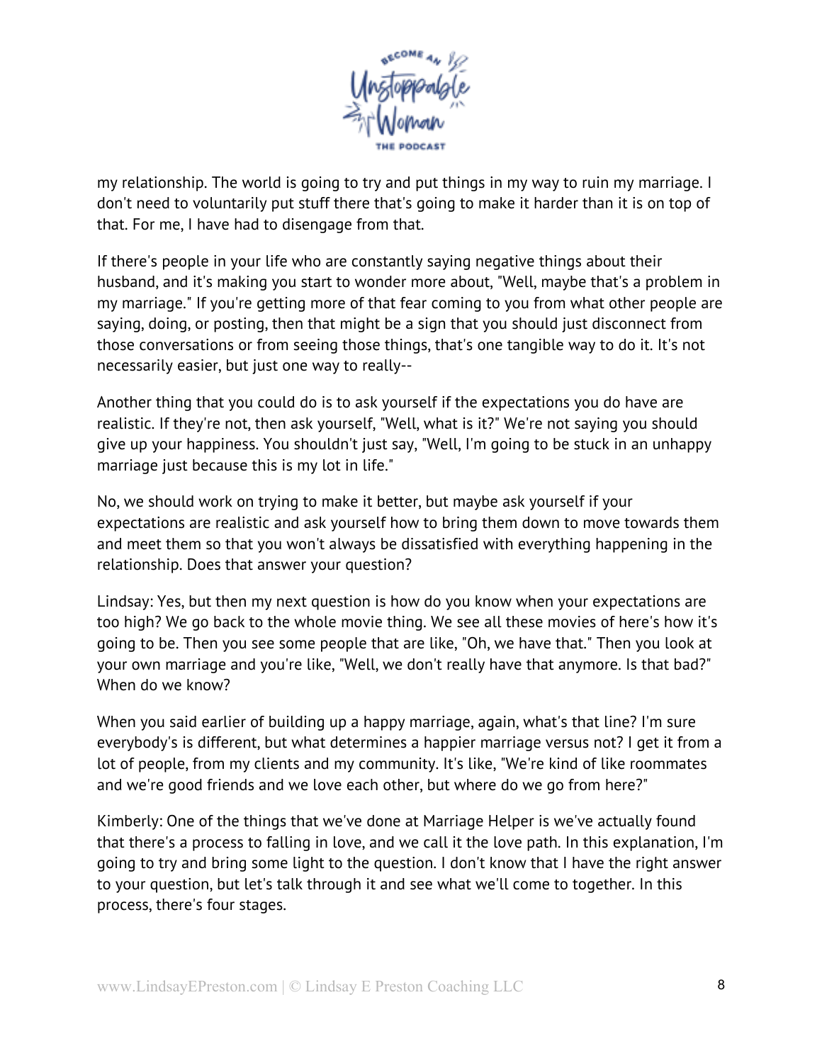my relationship. The world is going to try and put things in my way to ruin my marriage. I don't need to voluntarily put stuff there that's going to make it harder than it is on top of that. For me, I have had to disengage from that.

If there's people in your life who are constantly saying negative things about their husband, and it's making you start to wonder more about, "Well, maybe that's a problem in my marriage." If you're getting more of that fear coming to you from what other people are saying, doing, or posting, then that might be a sign that you should just disconnect from those conversations or from seeing those things, that's one tangible way to do it. It's not necessarily easier, but just one way to really--

Another thing that you could do is to ask yourself if the expectations you do have are realistic. If they're not, then ask yourself, "Well, what is it?" We're not saying you should give up your happiness. You shouldn't just say, "Well, I'm going to be stuck in an unhappy marriage just because this is my lot in life."

No, we should work on trying to make it better, but maybe ask yourself if your expectations are realistic and ask yourself how to bring them down to move towards them and meet them so that you won't always be dissatisfied with everything happening in the relationship. Does that answer your question?

Lindsay: Yes, but then my next question is how do you know when your expectations are too high? We go back to the whole movie thing. We see all these movies of here's how it's going to be. Then you see some people that are like, "Oh, we have that." Then you look at your own marriage and you're like, "Well, we don't really have that anymore. Is that bad?" When do we know?

When you said earlier of building up a happy marriage, again, what's that line? I'm sure everybody's is different, but what determines a happier marriage versus not? I get it from a lot of people, from my clients and my community. It's like, "We're kind of like roommates and we're good friends and we love each other, but where do we go from here?"

Kimberly: One of the things that we've done at Marriage Helper is we've actually found that there's a process to falling in love, and we call it the love path. In this explanation, I'm going to try and bring some light to the question. I don't know that I have the right answer to your question, but let's talk through it and see what we'll come to together. In this process, there's four stages.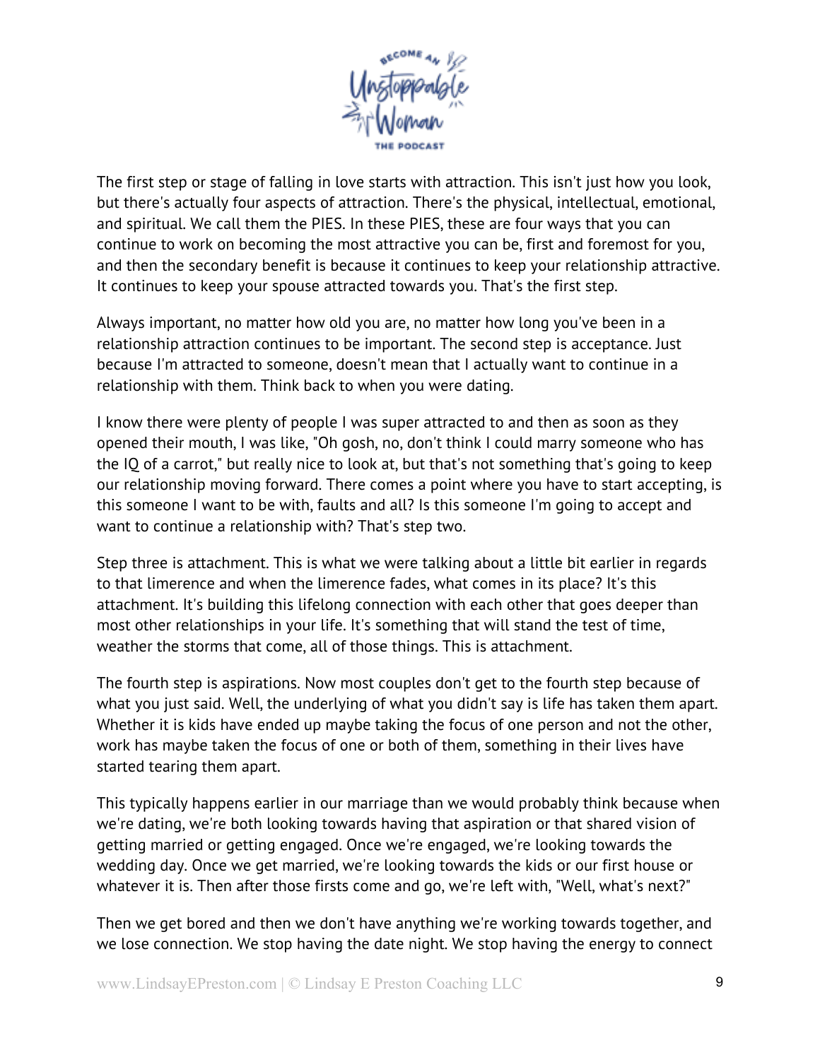The first step or stage of falling in love starts with attraction. This isn't just how you look, but there's actually four aspects of attraction. There's the physical, intellectual, emotional, and spiritual. We call them the PIES. In these PIES, these are four ways that you can continue to work on becoming the most attractive you can be, first and foremost for you, and then the secondary benefit is because it continues to keep your relationship attractive. It continues to keep your spouse attracted towards you. That's the first step.

Always important, no matter how old you are, no matter how long you've been in a relationship attraction continues to be important. The second step is acceptance. Just because I'm attracted to someone, doesn't mean that I actually want to continue in a relationship with them. Think back to when you were dating.

I know there were plenty of people I was super attracted to and then as soon as they opened their mouth, I was like, "Oh gosh, no, don't think I could marry someone who has the IQ of a carrot," but really nice to look at, but that's not something that's going to keep our relationship moving forward. There comes a point where you have to start accepting, is this someone I want to be with, faults and all? Is this someone I'm going to accept and want to continue a relationship with? That's step two.

Step three is attachment. This is what we were talking about a little bit earlier in regards to that limerence and when the limerence fades, what comes in its place? It's this attachment. It's building this lifelong connection with each other that goes deeper than most other relationships in your life. It's something that will stand the test of time, weather the storms that come, all of those things. This is attachment.

The fourth step is aspirations. Now most couples don't get to the fourth step because of what you just said. Well, the underlying of what you didn't say is life has taken them apart. Whether it is kids have ended up maybe taking the focus of one person and not the other, work has maybe taken the focus of one or both of them, something in their lives have started tearing them apart.

This typically happens earlier in our marriage than we would probably think because when we're dating, we're both looking towards having that aspiration or that shared vision of getting married or getting engaged. Once we're engaged, we're looking towards the wedding day. Once we get married, we're looking towards the kids or our first house or whatever it is. Then after those firsts come and go, we're left with, "Well, what's next?"

Then we get bored and then we don't have anything we're working towards together, and we lose connection. We stop having the date night. We stop having the energy to connect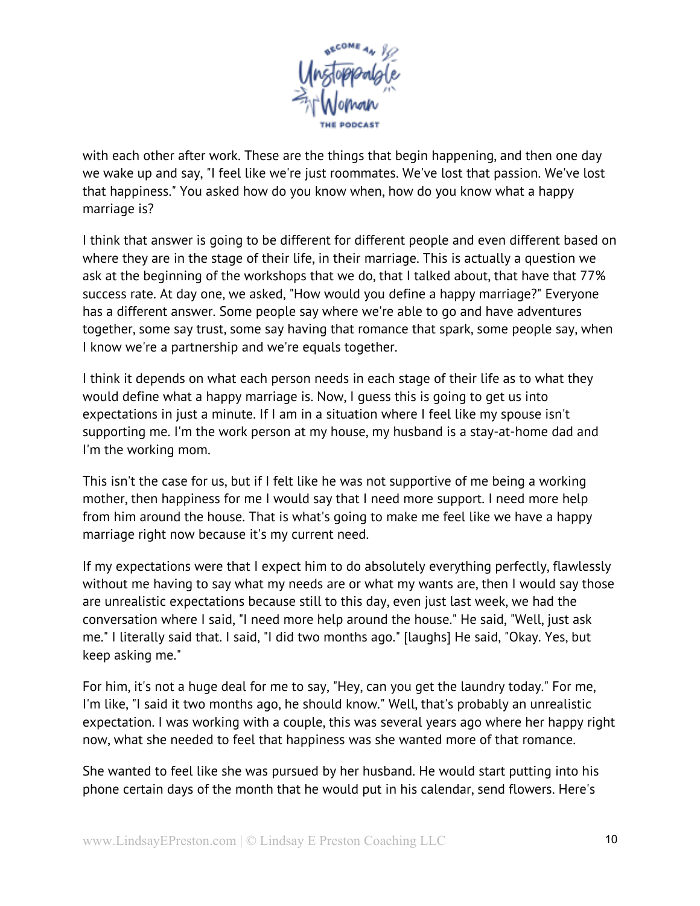with each other after work. These are the things that begin happening, and then one day we wake up and say, "I feel like we're just roommates. We've lost that passion. We've lost that happiness." You asked how do you know when, how do you know what a happy marriage is?

I think that answer is going to be different for different people and even different based on where they are in the stage of their life, in their marriage. This is actually a question we ask at the beginning of the workshops that we do, that I talked about, that have that 77% success rate. At day one, we asked, "How would you define a happy marriage?" Everyone has a different answer. Some people say where we're able to go and have adventures together, some say trust, some say having that romance that spark, some people say, when I know we're a partnership and we're equals together.

I think it depends on what each person needs in each stage of their life as to what they would define what a happy marriage is. Now, I guess this is going to get us into expectations in just a minute. If I am in a situation where I feel like my spouse isn't supporting me. I'm the work person at my house, my husband is a stay-at-home dad and I'm the working mom.

This isn't the case for us, but if I felt like he was not supportive of me being a working mother, then happiness for me I would say that I need more support. I need more help from him around the house. That is what's going to make me feel like we have a happy marriage right now because it's my current need.

If my expectations were that I expect him to do absolutely everything perfectly, flawlessly without me having to say what my needs are or what my wants are, then I would say those are unrealistic expectations because still to this day, even just last week, we had the conversation where I said, "I need more help around the house." He said, "Well, just ask me." I literally said that. I said, "I did two months ago." [laughs] He said, "Okay. Yes, but keep asking me."

For him, it's not a huge deal for me to say, "Hey, can you get the laundry today." For me, I'm like, "I said it two months ago, he should know." Well, that's probably an unrealistic expectation. I was working with a couple, this was several years ago where her happy right now, what she needed to feel that happiness was she wanted more of that romance.

She wanted to feel like she was pursued by her husband. He would start putting into his phone certain days of the month that he would put in his calendar, send flowers. Here's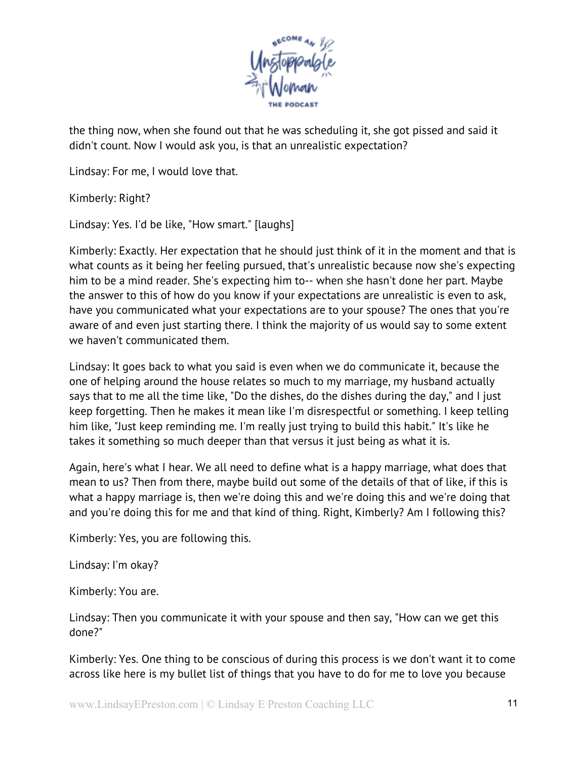the thing now, when she found out that he was scheduling it, she got pissed and said it didn't count. Now I would ask you, is that an unrealistic expectation?

Lindsay: For me, I would love that.

Kimberly: Right?

Lindsay: Yes. I'd be like, "How smart." [laughs]

Kimberly: Exactly. Her expectation that he should just think of it in the moment and that is what counts as it being her feeling pursued, that's unrealistic because now she's expecting him to be a mind reader. She's expecting him to-- when she hasn't done her part. Maybe the answer to this of how do you know if your expectations are unrealistic is even to ask, have you communicated what your expectations are to your spouse? The ones that you're aware of and even just starting there. I think the majority of us would say to some extent we haven't communicated them.

Lindsay: It goes back to what you said is even when we do communicate it, because the one of helping around the house relates so much to my marriage, my husband actually says that to me all the time like, "Do the dishes, do the dishes during the day," and I just keep forgetting. Then he makes it mean like I'm disrespectful or something. I keep telling him like, "Just keep reminding me. I'm really just trying to build this habit." It's like he takes it something so much deeper than that versus it just being as what it is.

Again, here's what I hear. We all need to define what is a happy marriage, what does that mean to us? Then from there, maybe build out some of the details of that of like, if this is what a happy marriage is, then we're doing this and we're doing this and we're doing that and you're doing this for me and that kind of thing. Right, Kimberly? Am I following this?

Kimberly: Yes, you are following this.

Lindsay: I'm okay?

Kimberly: You are.

Lindsay: Then you communicate it with your spouse and then say, "How can we get this done?"

Kimberly: Yes. One thing to be conscious of during this process is we don't want it to come across like here is my bullet list of things that you have to do for me to love you because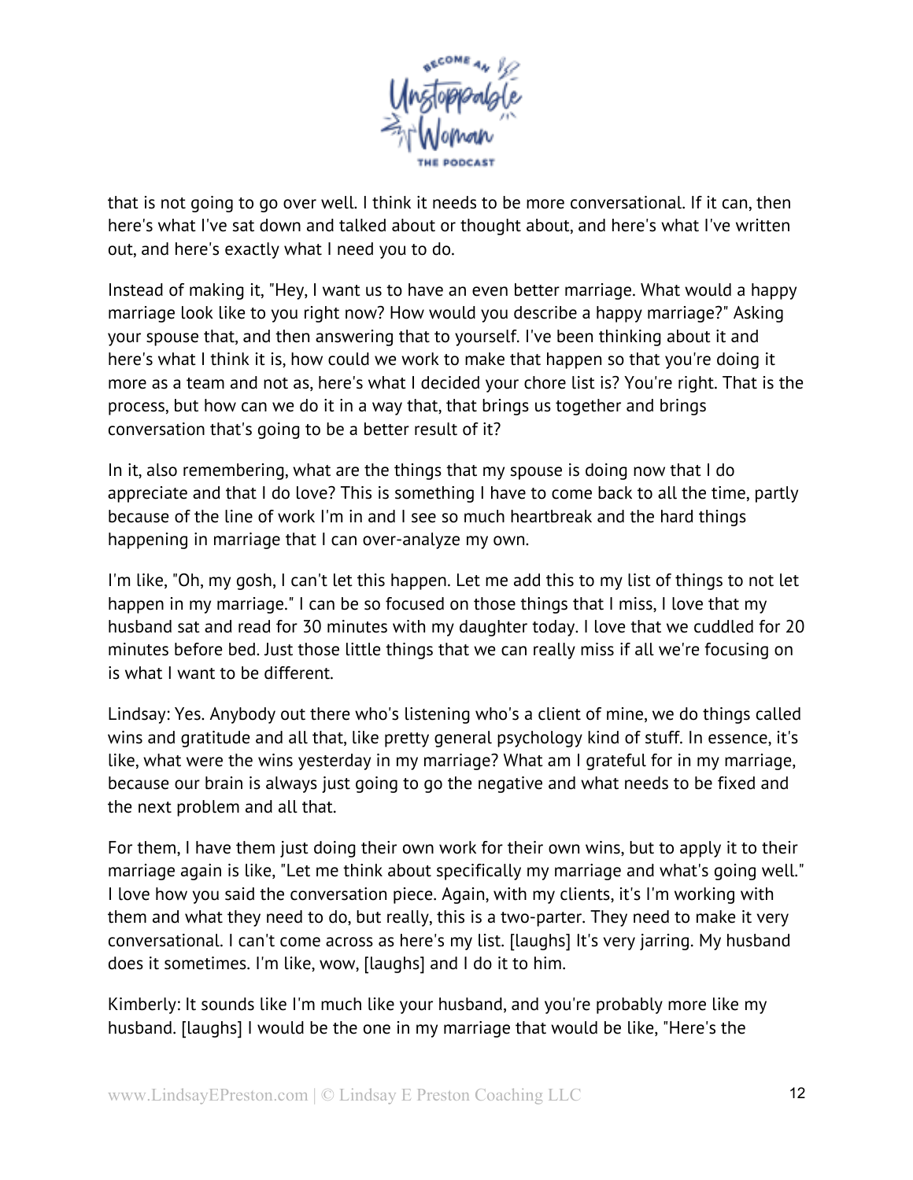that is not going to go over well. I think it needs to be more conversational. If it can, then here's what I've sat down and talked about or thought about, and here's what I've written out, and here's exactly what I need you to do.

Instead of making it, "Hey, I want us to have an even better marriage. What would a happy marriage look like to you right now? How would you describe a happy marriage?" Asking your spouse that, and then answering that to yourself. I've been thinking about it and here's what I think it is, how could we work to make that happen so that you're doing it more as a team and not as, here's what I decided your chore list is? You're right. That is the process, but how can we do it in a way that, that brings us together and brings conversation that's going to be a better result of it?

In it, also remembering, what are the things that my spouse is doing now that I do appreciate and that I do love? This is something I have to come back to all the time, partly because of the line of work I'm in and I see so much heartbreak and the hard things happening in marriage that I can over-analyze my own.

I'm like, "Oh, my gosh, I can't let this happen. Let me add this to my list of things to not let happen in my marriage." I can be so focused on those things that I miss, I love that my husband sat and read for 30 minutes with my daughter today. I love that we cuddled for 20 minutes before bed. Just those little things that we can really miss if all we're focusing on is what I want to be different.

Lindsay: Yes. Anybody out there who's listening who's a client of mine, we do things called wins and gratitude and all that, like pretty general psychology kind of stuff. In essence, it's like, what were the wins yesterday in my marriage? What am I grateful for in my marriage, because our brain is always just going to go the negative and what needs to be fixed and the next problem and all that.

For them, I have them just doing their own work for their own wins, but to apply it to their marriage again is like, "Let me think about specifically my marriage and what's going well." I love how you said the conversation piece. Again, with my clients, it's I'm working with them and what they need to do, but really, this is a two-parter. They need to make it very conversational. I can't come across as here's my list. [laughs] It's very jarring. My husband does it sometimes. I'm like, wow, [laughs] and I do it to him.

Kimberly: It sounds like I'm much like your husband, and you're probably more like my husband. [laughs] I would be the one in my marriage that would be like, "Here's the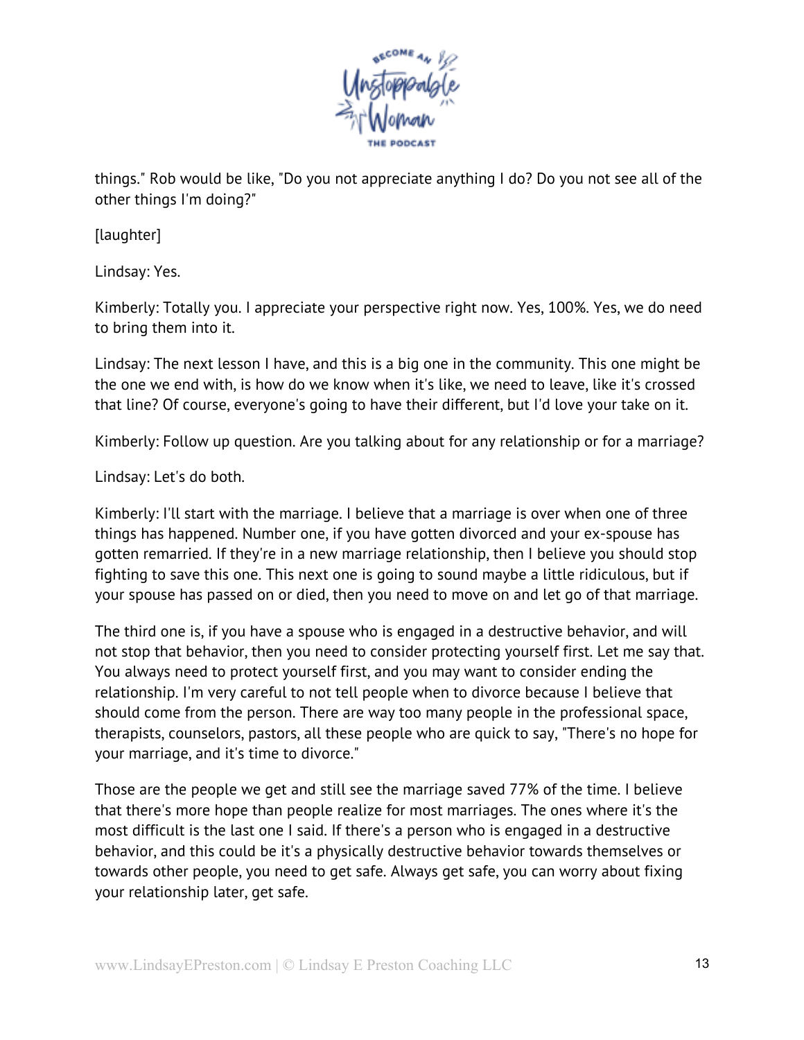things." Rob would be like, "Do you not appreciate anything I do? Do you not see all of the other things I'm doing?"

[laughter]

Lindsay: Yes.

Kimberly: Totally you. I appreciate your perspective right now. Yes, 100%. Yes, we do need to bring them into it.

Lindsay: The next lesson I have, and this is a big one in the community. This one might be the one we end with, is how do we know when it's like, we need to leave, like it's crossed that line? Of course, everyone's going to have their different, but I'd love your take on it.

Kimberly: Follow up question. Are you talking about for any relationship or for a marriage?

Lindsay: Let's do both.

Kimberly: I'll start with the marriage. I believe that a marriage is over when one of three things has happened. Number one, if you have gotten divorced and your ex-spouse has gotten remarried. If they're in a new marriage relationship, then I believe you should stop fighting to save this one. This next one is going to sound maybe a little ridiculous, but if your spouse has passed on or died, then you need to move on and let go of that marriage.

The third one is, if you have a spouse who is engaged in a destructive behavior, and will not stop that behavior, then you need to consider protecting yourself first. Let me say that. You always need to protect yourself first, and you may want to consider ending the relationship. I'm very careful to not tell people when to divorce because I believe that should come from the person. There are way too many people in the professional space, therapists, counselors, pastors, all these people who are quick to say, "There's no hope for your marriage, and it's time to divorce."

Those are the people we get and still see the marriage saved 77% of the time. I believe that there's more hope than people realize for most marriages. The ones where it's the most difficult is the last one I said. If there's a person who is engaged in a destructive behavior, and this could be it's a physically destructive behavior towards themselves or towards other people, you need to get safe. Always get safe, you can worry about fixing your relationship later, get safe.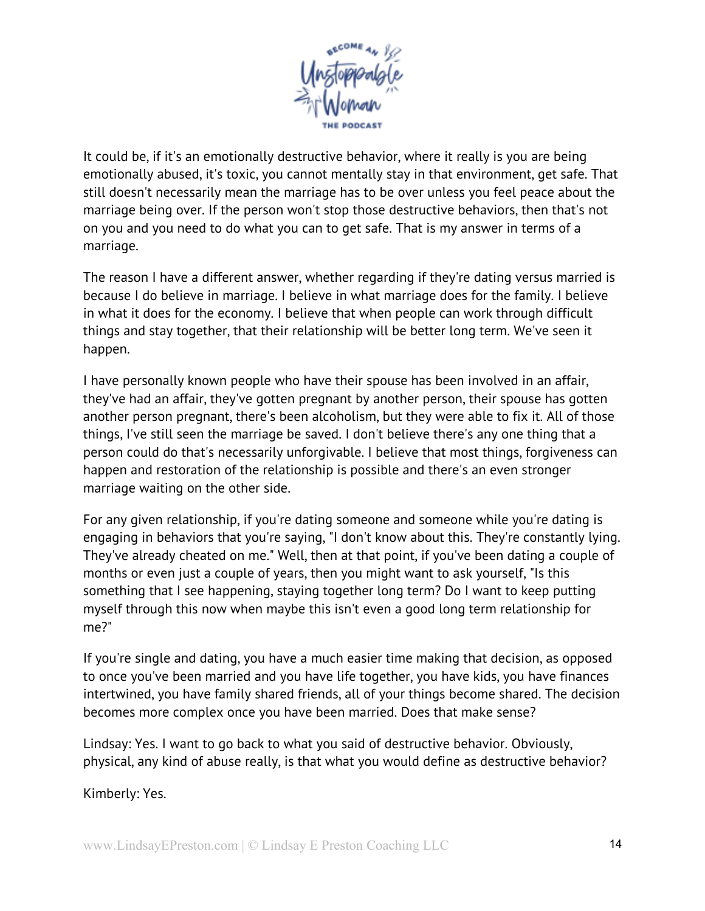It could be, if it's an emotionally destructive behavior, where it really is you are being emotionally abused, it's toxic, you cannot mentally stay in that environment, get safe. That still doesn't necessarily mean the marriage has to be over unless you feel peace about the marriage being over. If the person won't stop those destructive behaviors, then that's not on you and you need to do what you can to get safe. That is my answer in terms of a marriage.

The reason I have a different answer, whether regarding if they're dating versus married is because I do believe in marriage. I believe in what marriage does for the family. I believe in what it does for the economy. I believe that when people can work through difficult things and stay together, that their relationship will be better long term. We've seen it happen.

I have personally known people who have their spouse has been involved in an affair, they've had an affair, they've gotten pregnant by another person, their spouse has gotten another person pregnant, there's been alcoholism, but they were able to fix it. All of those things, I've still seen the marriage be saved. I don't believe there's any one thing that a person could do that's necessarily unforgivable. I believe that most things, forgiveness can happen and restoration of the relationship is possible and there's an even stronger marriage waiting on the other side.

For any given relationship, if you're dating someone and someone while you're dating is engaging in behaviors that you're saying, "I don't know about this. They're constantly lying. They've already cheated on me." Well, then at that point, if you've been dating a couple of months or even just a couple of years, then you might want to ask yourself, "Is this something that I see happening, staying together long term? Do I want to keep putting myself through this now when maybe this isn't even a good long term relationship for me?"

If you're single and dating, you have a much easier time making that decision, as opposed to once you've been married and you have life together, you have kids, you have finances intertwined, you have family shared friends, all of your things become shared. The decision becomes more complex once you have been married. Does that make sense?

Lindsay: Yes. I want to go back to what you said of destructive behavior. Obviously, physical, any kind of abuse really, is that what you would define as destructive behavior?

Kimberly: Yes.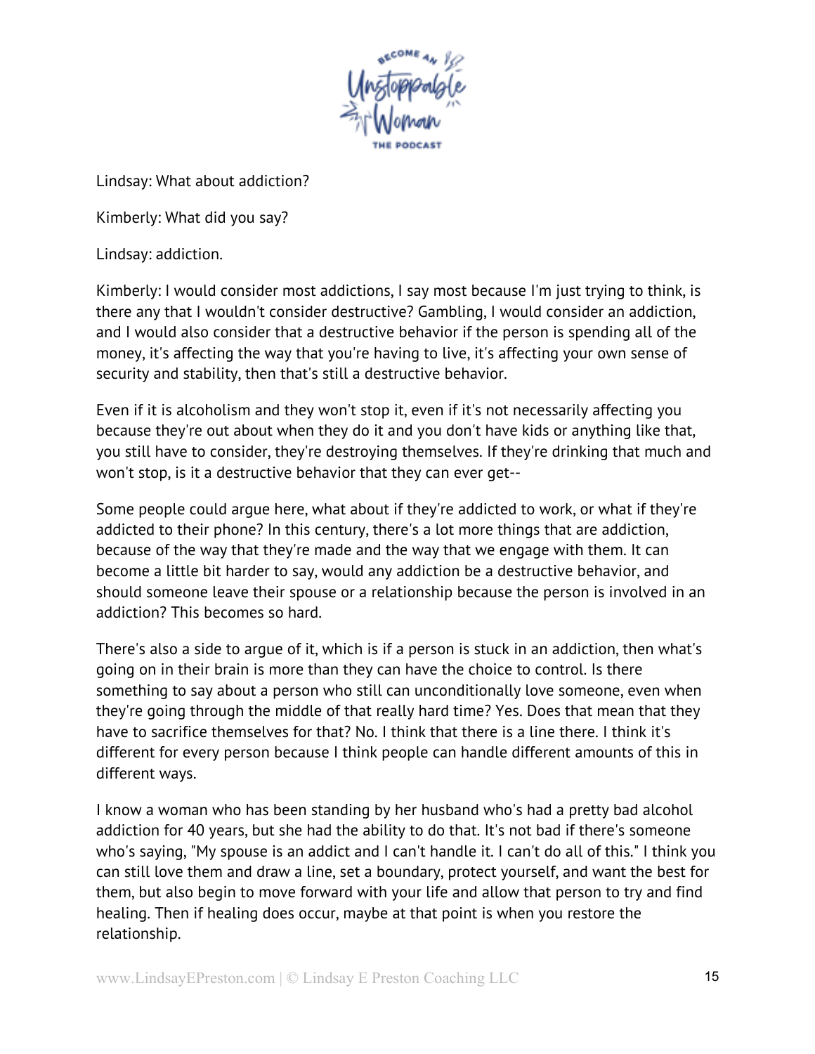Lindsay: What about addiction?

Kimberly: What did you say?

Lindsay: addiction.

Kimberly: I would consider most addictions, I say most because I'm just trying to think, is there any that I wouldn't consider destructive? Gambling, I would consider an addiction, and I would also consider that a destructive behavior if the person is spending all of the money, it's affecting the way that you're having to live, it's affecting your own sense of security and stability, then that's still a destructive behavior.

Even if it is alcoholism and they won't stop it, even if it's not necessarily affecting you because they're out about when they do it and you don't have kids or anything like that, you still have to consider, they're destroying themselves. If they're drinking that much and won't stop, is it a destructive behavior that they can ever get--

Some people could argue here, what about if they're addicted to work, or what if they're addicted to their phone? In this century, there's a lot more things that are addiction, because of the way that they're made and the way that we engage with them. It can become a little bit harder to say, would any addiction be a destructive behavior, and should someone leave their spouse or a relationship because the person is involved in an addiction? This becomes so hard.

There's also a side to argue of it, which is if a person is stuck in an addiction, then what's going on in their brain is more than they can have the choice to control. Is there something to say about a person who still can unconditionally love someone, even when they're going through the middle of that really hard time? Yes. Does that mean that they have to sacrifice themselves for that? No. I think that there is a line there. I think it's different for every person because I think people can handle different amounts of this in different ways.

I know a woman who has been standing by her husband who's had a pretty bad alcohol addiction for 40 years, but she had the ability to do that. It's not bad if there's someone who's saying, "My spouse is an addict and I can't handle it. I can't do all of this." I think you can still love them and draw a line, set a boundary, protect yourself, and want the best for them, but also begin to move forward with your life and allow that person to try and find healing. Then if healing does occur, maybe at that point is when you restore the relationship.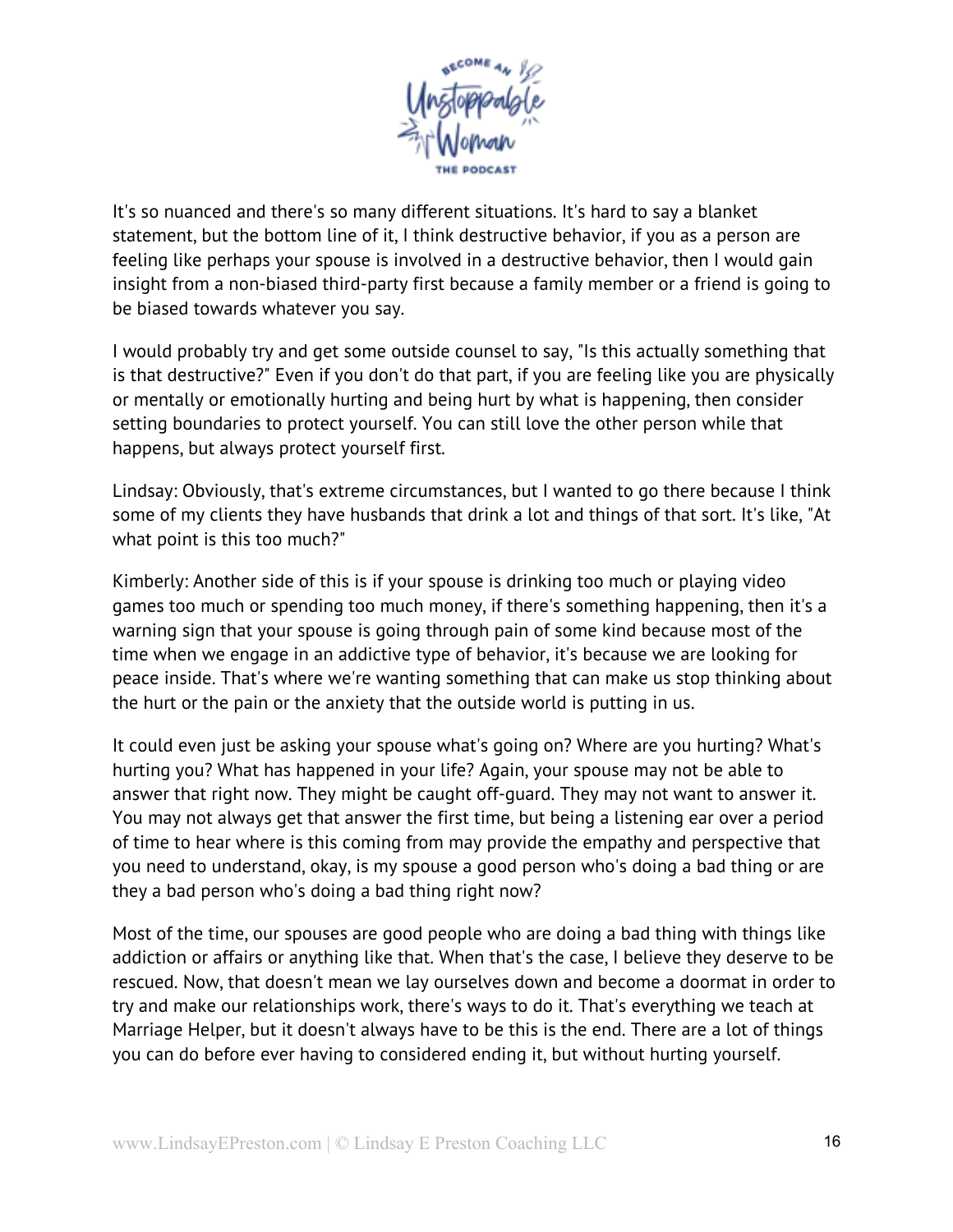It's so nuanced and there's so many different situations. It's hard to say a blanket statement, but the bottom line of it, I think destructive behavior, if you as a person are feeling like perhaps your spouse is involved in a destructive behavior, then I would gain insight from a non-biased third-party first because a family member or a friend is going to be biased towards whatever you say.

I would probably try and get some outside counsel to say, "Is this actually something that is that destructive?" Even if you don't do that part, if you are feeling like you are physically or mentally or emotionally hurting and being hurt by what is happening, then consider setting boundaries to protect yourself. You can still love the other person while that happens, but always protect yourself first.

Lindsay: Obviously, that's extreme circumstances, but I wanted to go there because I think some of my clients they have husbands that drink a lot and things of that sort. It's like, "At what point is this too much?"

Kimberly: Another side of this is if your spouse is drinking too much or playing video games too much or spending too much money, if there's something happening, then it's a warning sign that your spouse is going through pain of some kind because most of the time when we engage in an addictive type of behavior, it's because we are looking for peace inside. That's where we're wanting something that can make us stop thinking about the hurt or the pain or the anxiety that the outside world is putting in us.

It could even just be asking your spouse what's going on? Where are you hurting? What's hurting you? What has happened in your life? Again, your spouse may not be able to answer that right now. They might be caught off-guard. They may not want to answer it. You may not always get that answer the first time, but being a listening ear over a period of time to hear where is this coming from may provide the empathy and perspective that you need to understand, okay, is my spouse a good person who's doing a bad thing or are they a bad person who's doing a bad thing right now?

Most of the time, our spouses are good people who are doing a bad thing with things like addiction or affairs or anything like that. When that's the case, I believe they deserve to be rescued. Now, that doesn't mean we lay ourselves down and become a doormat in order to try and make our relationships work, there's ways to do it. That's everything we teach at Marriage Helper, but it doesn't always have to be this is the end. There are a lot of things you can do before ever having to considered ending it, but without hurting yourself.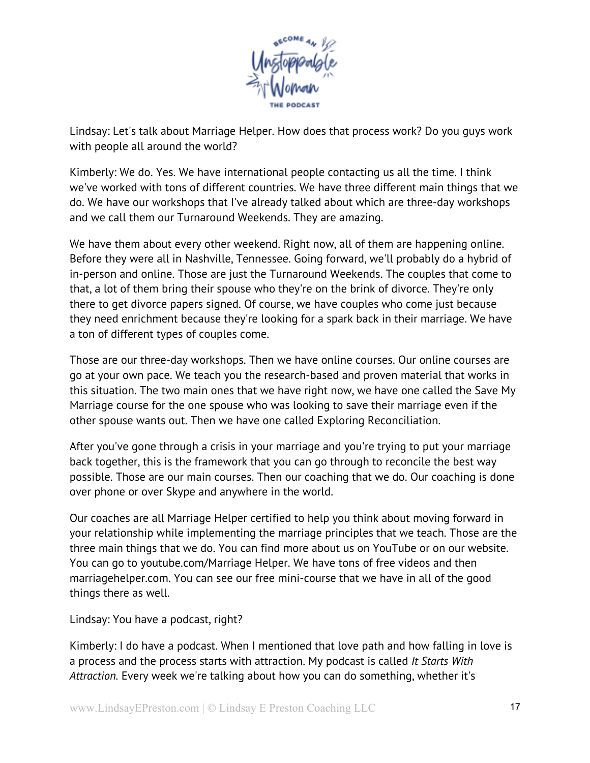Lindsay: Let's talk about Marriage Helper. How does that process work? Do you guys work with people all around the world?

Kimberly: We do. Yes. We have international people contacting us all the time. I think we've worked with tons of different countries. We have three different main things that we do. We have our workshops that I've already talked about which are three-day workshops and we call them our Turnaround Weekends. They are amazing.

We have them about every other weekend. Right now, all of them are happening online. Before they were all in Nashville, Tennessee. Going forward, we'll probably do a hybrid of in-person and online. Those are just the Turnaround Weekends. The couples that come to that, a lot of them bring their spouse who they're on the brink of divorce. They're only there to get divorce papers signed. Of course, we have couples who come just because they need enrichment because they're looking for a spark back in their marriage. We have a ton of different types of couples come.

Those are our three-day workshops. Then we have online courses. Our online courses are go at your own pace. We teach you the research-based and proven material that works in this situation. The two main ones that we have right now, we have one called the Save My Marriage course for the one spouse who was looking to save their marriage even if the other spouse wants out. Then we have one called Exploring Reconciliation.

After you've gone through a crisis in your marriage and you're trying to put your marriage back together, this is the framework that you can go through to reconcile the best way possible. Those are our main courses. Then our coaching that we do. Our coaching is done over phone or over Skype and anywhere in the world.

Our coaches are all Marriage Helper certified to help you think about moving forward in your relationship while implementing the marriage principles that we teach. Those are the three main things that we do. You can find more about us on YouTube or on our website. You can go to youtube.com/Marriage Helper. We have tons of free videos and then marriagehelper.com. You can see our free mini-course that we have in all of the good things there as well.

Lindsay: You have a podcast, right?

Kimberly: I do have a podcast. When I mentioned that love path and how falling in love is a process and the process starts with attraction. My podcast is called *It Starts With Attraction*. Every week we're talking about how you can do something, whether it's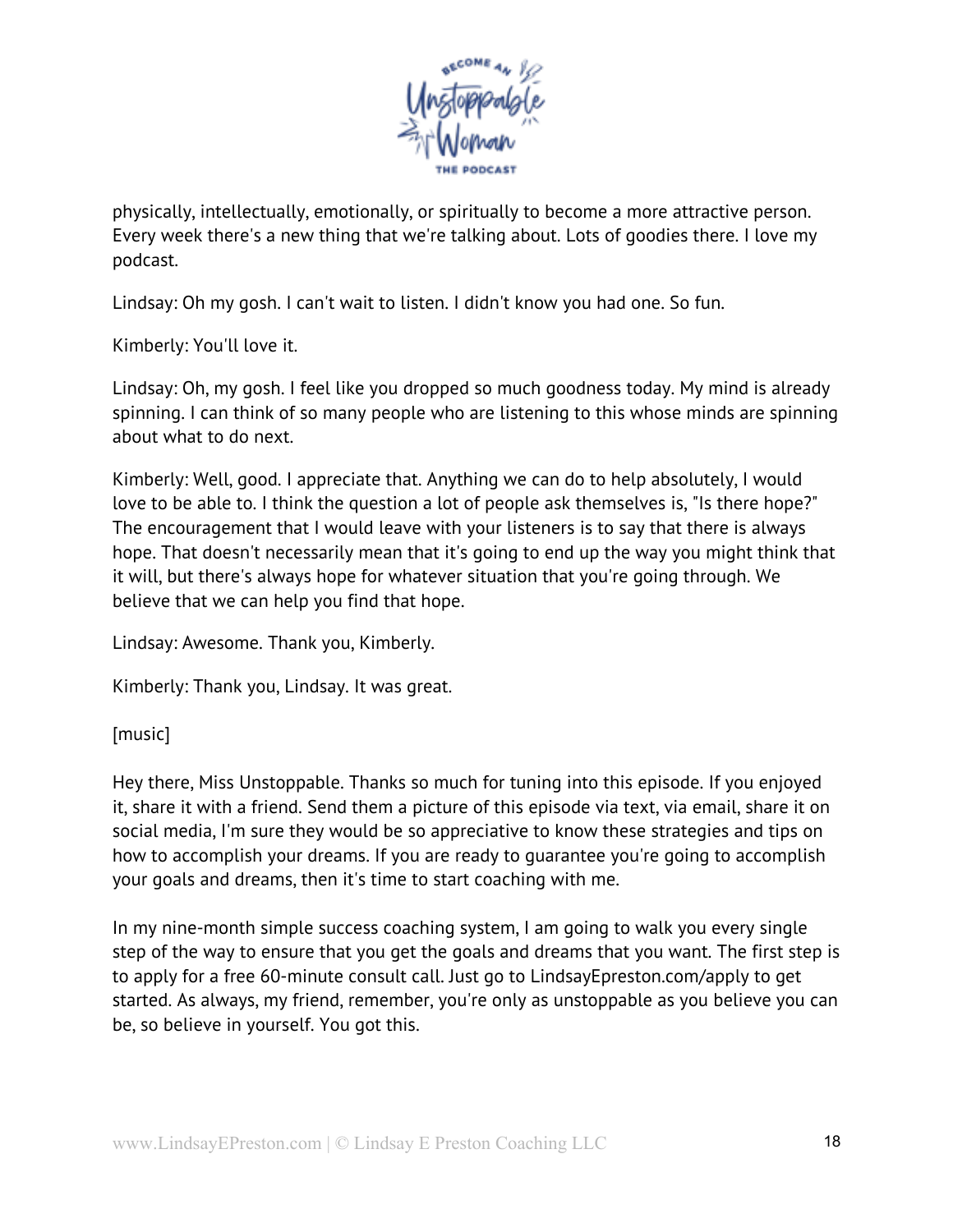physically, intellectually, emotionally, or spiritually to become a more attractive person. Every week there's a new thing that we're talking about. Lots of goodies there. I love my podcast.

Lindsay: Oh my gosh. I can't wait to listen. I didn't know you had one. So fun.

Kimberly: You'll love it.

Lindsay: Oh, my gosh. I feel like you dropped so much goodness today. My mind is already spinning. I can think of so many people who are listening to this whose minds are spinning about what to do next.

Kimberly: Well, good. I appreciate that. Anything we can do to help absolutely, I would love to be able to. I think the question a lot of people ask themselves is, "Is there hope?" The encouragement that I would leave with your listeners is to say that there is always hope. That doesn't necessarily mean that it's going to end up the way you might think that it will, but there's always hope for whatever situation that you're going through. We believe that we can help you find that hope.

Lindsay: Awesome. Thank you, Kimberly.

Kimberly: Thank you, Lindsay. It was great.

[music]

Hey there, Miss Unstoppable. Thanks so much for tuning into this episode. If you enjoyed it, share it with a friend. Send them a picture of this episode via text, via email, share it on social media, I'm sure they would be so appreciative to know these strategies and tips on how to accomplish your dreams. If you are ready to guarantee you're going to accomplish your goals and dreams, then it's time to start coaching with me.

In my nine-month simple success coaching system, I am going to walk you every single step of the way to ensure that you get the goals and dreams that you want. The first step is to apply for a free 60-minute consult call. Just go to LindsayEpreston.com/apply to get started. As always, my friend, remember, you're only as unstoppable as you believe you can be, so believe in yourself. You got this.